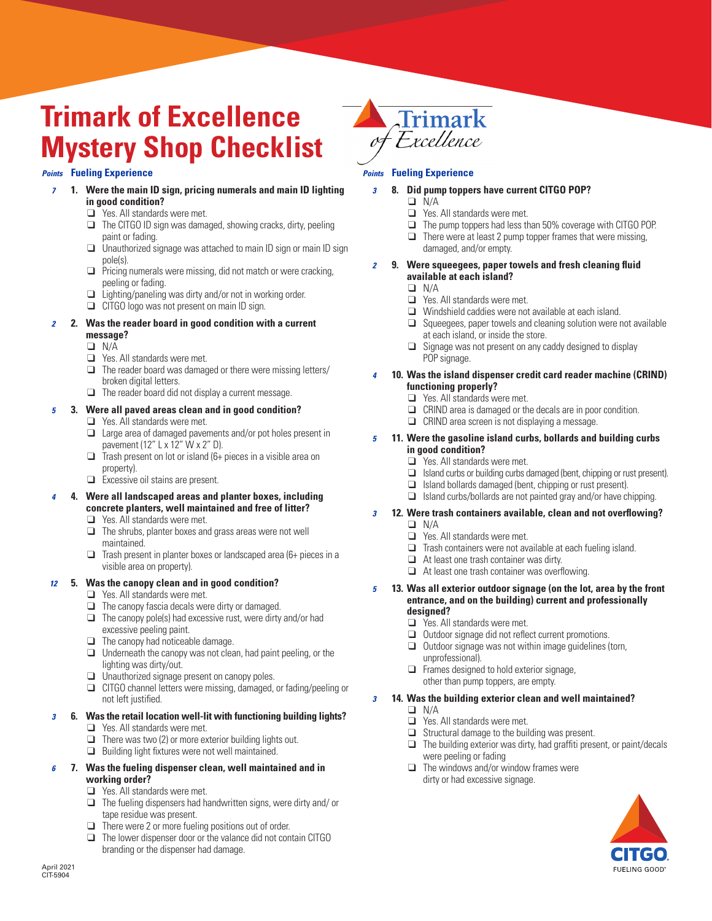# Trimark of Excellence Mystery Shop Checklist

## Fueling Experience

**Points**

*7* **1. Were the main ID sign, pricing numerals and main ID lighting in good condition?**
- ❑ Yes. All standards were met.
- ❑ The CITGO ID sign was damaged, showing cracks, dirty, peeling paint or fading.
- ❑ Unauthorized signage was attached to main ID sign or main ID sign pole(s).
- ❑ Pricing numerals were missing, did not match or were cracking, peeling or fading.
- ❑ Lighting/paneling was dirty and/or not in working order.
- ❑ CITGO logo was not present on main ID sign.

*2* **2. Was the reader board in good condition with a current message?**
- ❑ N/A
- ❑ Yes. All standards were met.
- ❑ The reader board was damaged or there were missing letters/ broken digital letters.
- ❑ The reader board did not display a current message.

*5* **3. Were all paved areas clean and in good condition?**
- ❑ Yes. All standards were met.
- ❑ Large area of damaged pavements and/or pot holes present in pavement (12" L x 12" W x 2" D).
- ❑ Trash present on lot or island (6+ pieces in a visible area on property).
- ❑ Excessive oil stains are present.

*4* **4. Were all landscaped areas and planter boxes, including concrete planters, well maintained and free of litter?**
- ❑ Yes. All standards were met.
- ❑ The shrubs, planter boxes and grass areas were not well maintained.
- ❑ Trash present in planter boxes or landscaped area (6+ pieces in a visible area on property).

*12* **5. Was the canopy clean and in good condition?**
- ❑ Yes. All standards were met.
- ❑ The canopy fascia decals were dirty or damaged.
- ❑ The canopy pole(s) had excessive rust, were dirty and/or had excessive peeling paint.
- ❑ The canopy had noticeable damage.
- ❑ Underneath the canopy was not clean, had paint peeling, or the lighting was dirty/out.
- ❑ Unauthorized signage present on canopy poles.
- ❑ CITGO channel letters were missing, damaged, or fading/peeling or not left justified.

*3* **6. Was the retail location well-lit with functioning building lights?**
- ❑ Yes. All standards were met.
- ❑ There was two (2) or more exterior building lights out.
- ❑ Building light fixtures were not well maintained.

*6* **7. Was the fueling dispenser clean, well maintained and in working order?**
- ❑ Yes. All standards were met.
- ❑ The fueling dispensers had handwritten signs, were dirty and/ or tape residue was present.
- ❑ There were 2 or more fueling positions out of order.
- ❑ The lower dispenser door or the valance did not contain CITGO branding or the dispenser had damage.

## Fueling Experience

**Points**

*3* **8. Did pump toppers have current CITGO POP?**
- ❑ N/A
- ❑ Yes. All standards were met.
- ❑ The pump toppers had less than 50% coverage with CITGO POP.
- ❑ There were at least 2 pump topper frames that were missing, damaged, and/or empty.

*2* **9. Were squeegees, paper towels and fresh cleaning fluid available at each island?**
- ❑ N/A
- ❑ Yes. All standards were met.
- ❑ Windshield caddies were not available at each island.
- ❑ Squeegees, paper towels and cleaning solution were not available at each island, or inside the store.
- ❑ Signage was not present on any caddy designed to display POP signage.

*4* **10. Was the island dispenser credit card reader machine (CRIND) functioning properly?**
- ❑ Yes. All standards were met.
- ❑ CRIND area is damaged or the decals are in poor condition.
- ❑ CRIND area screen is not displaying a message.

*5* **11. Were the gasoline island curbs, bollards and building curbs in good condition?**
- ❑ Yes. All standards were met.
- ❑ Island curbs or building curbs damaged (bent, chipping or rust present).
- ❑ Island bollards damaged (bent, chipping or rust present).
- ❑ Island curbs/bollards are not painted gray and/or have chipping.

*3* **12. Were trash containers available, clean and not overflowing?**
- ❑ N/A
- ❑ Yes. All standards were met.
- ❑ Trash containers were not available at each fueling island.
- ❑ At least one trash container was dirty.
- ❑ At least one trash container was overflowing.

*5* **13. Was all exterior outdoor signage (on the lot, area by the front entrance, and on the building) current and professionally designed?**
- ❑ Yes. All standards were met.
- ❑ Outdoor signage did not reflect current promotions.
- ❑ Outdoor signage was not within image guidelines (torn, unprofessional).
- ❑ Frames designed to hold exterior signage, other than pump toppers, are empty.

*3* **14. Was the building exterior clean and well maintained?**
- ❑ N/A
- ❑ Yes. All standards were met.
- ❑ Structural damage to the building was present.
- ❑ The building exterior was dirty, had graffiti present, or paint/decals were peeling or fading
- ❑ The windows and/or window frames were dirty or had excessive signage.

April 2021
CIT-5904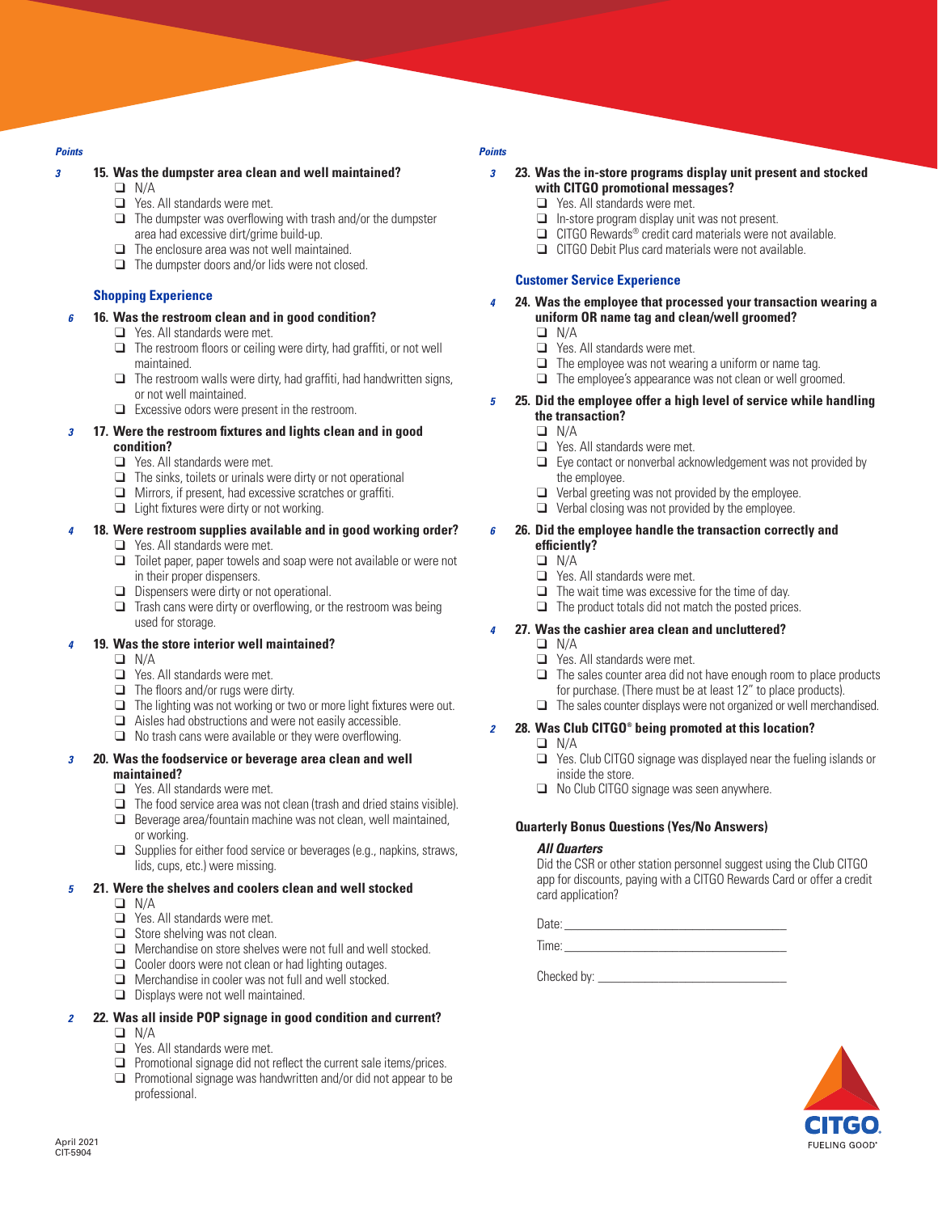*Points*

**3** **15. Was the dumpster area clean and well maintained?**
- ❑ N/A
- ❑ Yes. All standards were met.
- ❑ The dumpster was overflowing with trash and/or the dumpster area had excessive dirt/grime build-up.
- ❑ The enclosure area was not well maintained.
- ❑ The dumpster doors and/or lids were not closed.

### Shopping Experience

**6** **16. Was the restroom clean and in good condition?**
- ❑ Yes. All standards were met.
- ❑ The restroom floors or ceiling were dirty, had graffiti, or not well maintained.
- ❑ The restroom walls were dirty, had graffiti, had handwritten signs, or not well maintained.
- ❑ Excessive odors were present in the restroom.

**3** **17. Were the restroom fixtures and lights clean and in good condition?**
- ❑ Yes. All standards were met.
- ❑ The sinks, toilets or urinals were dirty or not operational
- ❑ Mirrors, if present, had excessive scratches or graffiti.
- ❑ Light fixtures were dirty or not working.

**4** **18. Were restroom supplies available and in good working order?**
- ❑ Yes. All standards were met.
- ❑ Toilet paper, paper towels and soap were not available or were not in their proper dispensers.
- ❑ Dispensers were dirty or not operational.
- ❑ Trash cans were dirty or overflowing, or the restroom was being used for storage.

**4** **19. Was the store interior well maintained?**
- ❑ N/A
- ❑ Yes. All standards were met.
- ❑ The floors and/or rugs were dirty.
- ❑ The lighting was not working or two or more light fixtures were out.
- ❑ Aisles had obstructions and were not easily accessible.
- ❑ No trash cans were available or they were overflowing.

**3** **20. Was the foodservice or beverage area clean and well maintained?**
- ❑ Yes. All standards were met.
- ❑ The food service area was not clean (trash and dried stains visible).
- ❑ Beverage area/fountain machine was not clean, well maintained, or working.
- ❑ Supplies for either food service or beverages (e.g., napkins, straws, lids, cups, etc.) were missing.

**5** **21. Were the shelves and coolers clean and well stocked**
- ❑ N/A
- ❑ Yes. All standards were met.
- ❑ Store shelving was not clean.
- ❑ Merchandise on store shelves were not full and well stocked.
- ❑ Cooler doors were not clean or had lighting outages.
- ❑ Merchandise in cooler was not full and well stocked.
- ❑ Displays were not well maintained.

**2** **22. Was all inside POP signage in good condition and current?**
- ❑ N/A
- ❑ Yes. All standards were met.
- ❑ Promotional signage did not reflect the current sale items/prices.
- ❑ Promotional signage was handwritten and/or did not appear to be professional.

*Points*

**3** **23. Was the in-store programs display unit present and stocked with CITGO promotional messages?**
- ❑ Yes. All standards were met.
- ❑ In-store program display unit was not present.
- ❑ CITGO Rewards® credit card materials were not available.
- ❑ CITGO Debit Plus card materials were not available.

### Customer Service Experience

**4** **24. Was the employee that processed your transaction wearing a uniform OR name tag and clean/well groomed?**
- ❑ N/A
- ❑ Yes. All standards were met.
- ❑ The employee was not wearing a uniform or name tag.
- ❑ The employee's appearance was not clean or well groomed.

**5** **25. Did the employee offer a high level of service while handling the transaction?**
- ❑ N/A
- ❑ Yes. All standards were met.
- ❑ Eye contact or nonverbal acknowledgement was not provided by the employee.
- ❑ Verbal greeting was not provided by the employee.
- ❑ Verbal closing was not provided by the employee.

**6** **26. Did the employee handle the transaction correctly and efficiently?**
- ❑ N/A
- ❑ Yes. All standards were met.
- ❑ The wait time was excessive for the time of day.
- ❑ The product totals did not match the posted prices.

**4** **27. Was the cashier area clean and uncluttered?**
- ❑ N/A
- ❑ Yes. All standards were met.
- ❑ The sales counter area did not have enough room to place products for purchase. (There must be at least 12" to place products).
- ❑ The sales counter displays were not organized or well merchandised.

**2** **28. Was Club CITGO® being promoted at this location?**
- ❑ N/A
- ❑ Yes. Club CITGO signage was displayed near the fueling islands or inside the store.
- ❑ No Club CITGO signage was seen anywhere.

**Quarterly Bonus Questions (Yes/No Answers)**

***All Quarters***

Did the CSR or other station personnel suggest using the Club CITGO app for discounts, paying with a CITGO Rewards Card or offer a credit card application?

Date: ___________________________________

Time: ___________________________________

Checked by: ______________________________

CITGO FUELING GOOD®

April 2021
CIT-5904